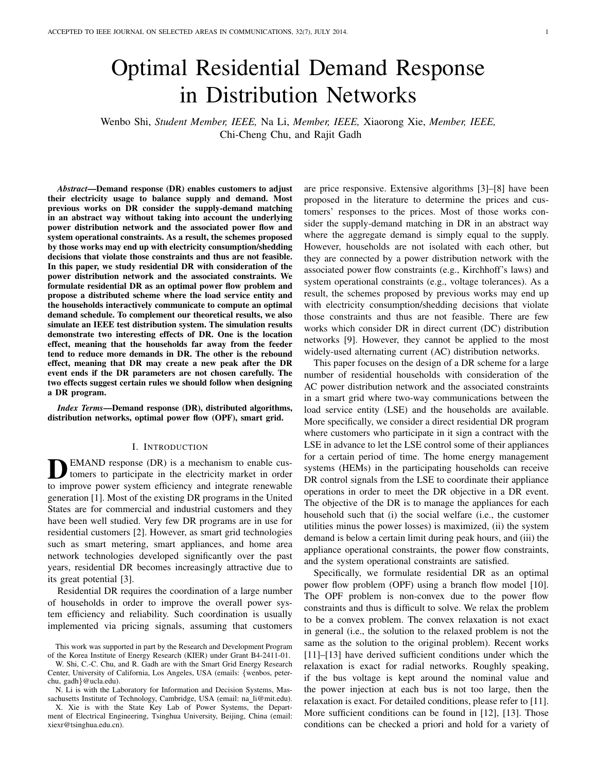# Optimal Residential Demand Response in Distribution Networks

Wenbo Shi, *Student Member, IEEE,* Na Li, *Member, IEEE,* Xiaorong Xie, *Member, IEEE,* Chi-Cheng Chu, and Rajit Gadh

***Abstract*—Demand response (DR) enables customers to adjust their electricity usage to balance supply and demand. Most previous works on DR consider the supply-demand matching in an abstract way without taking into account the underlying power distribution network and the associated power flow and system operational constraints. As a result, the schemes proposed by those works may end up with electricity consumption/shedding decisions that violate those constraints and thus are not feasible. In this paper, we study residential DR with consideration of the power distribution network and the associated constraints. We formulate residential DR as an optimal power flow problem and propose a distributed scheme where the load service entity and the households interactively communicate to compute an optimal demand schedule. To complement our theoretical results, we also simulate an IEEE test distribution system. The simulation results demonstrate two interesting effects of DR. One is the location effect, meaning that the households far away from the feeder tend to reduce more demands in DR. The other is the rebound effect, meaning that DR may create a new peak after the DR event ends if the DR parameters are not chosen carefully. The two effects suggest certain rules we should follow when designing a DR program.**

***Index Terms*—Demand response (DR), distributed algorithms, distribution networks, optimal power flow (OPF), smart grid.**

## I. Introduction

Demand response (DR) is a mechanism to enable customers to participate in the electricity market in order to improve power system efficiency and integrate renewable generation [1]. Most of the existing DR programs in the United States are for commercial and industrial customers and they have been well studied. Very few DR programs are in use for residential customers [2]. However, as smart grid technologies such as smart metering, smart appliances, and home area network technologies developed significantly over the past years, residential DR becomes increasingly attractive due to its great potential [3].

Residential DR requires the coordination of a large number of households in order to improve the overall power system efficiency and reliability. Such coordination is usually implemented via pricing signals, assuming that customers are price responsive. Extensive algorithms [3]–[8] have been proposed in the literature to determine the prices and customers' responses to the prices. Most of those works consider the supply-demand matching in DR in an abstract way where the aggregate demand is simply equal to the supply. However, households are not isolated with each other, but they are connected by a power distribution network with the associated power flow constraints (e.g., Kirchhoff's laws) and system operational constraints (e.g., voltage tolerances). As a result, the schemes proposed by previous works may end up with electricity consumption/shedding decisions that violate those constraints and thus are not feasible. There are few works which consider DR in direct current (DC) distribution networks [9]. However, they cannot be applied to the most widely-used alternating current (AC) distribution networks.

This paper focuses on the design of a DR scheme for a large number of residential households with consideration of the AC power distribution network and the associated constraints in a smart grid where two-way communications between the load service entity (LSE) and the households are available. More specifically, we consider a direct residential DR program where customers who participate in it sign a contract with the LSE in advance to let the LSE control some of their appliances for a certain period of time. The home energy management systems (HEMs) in the participating households can receive DR control signals from the LSE to coordinate their appliance operations in order to meet the DR objective in a DR event. The objective of the DR is to manage the appliances for each household such that (i) the social welfare (i.e., the customer utilities minus the power losses) is maximized, (ii) the system demand is below a certain limit during peak hours, and (iii) the appliance operational constraints, the power flow constraints, and the system operational constraints are satisfied.

Specifically, we formulate residential DR as an optimal power flow problem (OPF) using a branch flow model [10]. The OPF problem is non-convex due to the power flow constraints and thus is difficult to solve. We relax the problem to be a convex problem. The convex relaxation is not exact in general (i.e., the solution to the relaxed problem is not the same as the solution to the original problem). Recent works [11]–[13] have derived sufficient conditions under which the relaxation is exact for radial networks. Roughly speaking, if the bus voltage is kept around the nominal value and the power injection at each bus is not too large, then the relaxation is exact. For detailed conditions, please refer to [11]. More sufficient conditions can be found in [12], [13]. Those conditions can be checked a priori and hold for a variety of

---

This work was supported in part by the Research and Development Program of the Korea Institute of Energy Research (KIER) under Grant B4-2411-01.

W. Shi, C.-C. Chu, and R. Gadh are with the Smart Grid Energy Research Center, University of California, Los Angeles, USA (emails: {wenbos, peterchu, gadh}@ucla.edu).

N. Li is with the Laboratory for Information and Decision Systems, Massachusetts Institute of Technology, Cambridge, USA (email: na_li@mit.edu).

X. Xie is with the State Key Lab of Power Systems, the Department of Electrical Engineering, Tsinghua University, Beijing, China (email: xiexr@tsinghua.edu.cn).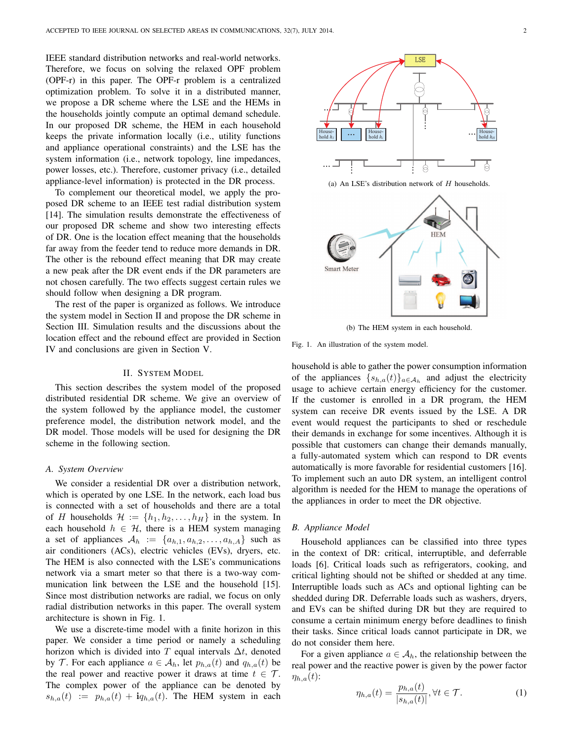IEEE standard distribution networks and real-world networks. Therefore, we focus on solving the relaxed OPF problem (OPF-r) in this paper. The OPF-r problem is a centralized optimization problem. To solve it in a distributed manner, we propose a DR scheme where the LSE and the HEMs in the households jointly compute an optimal demand schedule. In our proposed DR scheme, the HEM in each household keeps the private information locally (i.e., utility functions and appliance operational constraints) and the LSE has the system information (i.e., network topology, line impedances, power losses, etc.). Therefore, customer privacy (i.e., detailed appliance-level information) is protected in the DR process.

To complement our theoretical model, we apply the proposed DR scheme to an IEEE test radial distribution system [14]. The simulation results demonstrate the effectiveness of our proposed DR scheme and show two interesting effects of DR. One is the location effect meaning that the households far away from the feeder tend to reduce more demands in DR. The other is the rebound effect meaning that DR may create a new peak after the DR event ends if the DR parameters are not chosen carefully. The two effects suggest certain rules we should follow when designing a DR program.

The rest of the paper is organized as follows. We introduce the system model in Section II and propose the DR scheme in Section III. Simulation results and the discussions about the location effect and the rebound effect are provided in Section IV and conclusions are given in Section V.

(a) An LSE's distribution network of $H$ households.

(b) The HEM system in each household.

Fig. 1. An illustration of the system model.

## II. System Model

This section describes the system model of the proposed distributed residential DR scheme. We give an overview of the system followed by the appliance model, the customer preference model, the distribution network model, and the DR model. Those models will be used for designing the DR scheme in the following section.

### A. System Overview

We consider a residential DR over a distribution network, which is operated by one LSE. In the network, each load bus is connected with a set of households and there are a total of $H$ households $\mathcal{H} := \{h_1, h_2, \ldots, h_H\}$ in the system. In each household $h \in \mathcal{H}$, there is a HEM system managing a set of appliances $\mathcal{A}_h := \{a_{h,1}, a_{h,2}, \ldots, a_{h,A}\}$ such as air conditioners (ACs), electric vehicles (EVs), dryers, etc. The HEM is also connected with the LSE's communications network via a smart meter so that there is a two-way communication link between the LSE and the household [15]. Since most distribution networks are radial, we focus on only radial distribution networks in this paper. The overall system architecture is shown in Fig. 1.

We use a discrete-time model with a finite horizon in this paper. We consider a time period or namely a scheduling horizon which is divided into $T$ equal intervals $\Delta t$, denoted by $\mathcal{T}$. For each appliance $a \in \mathcal{A}_h$, let $p_{h,a}(t)$ and $q_{h,a}(t)$ be the real power and reactive power it draws at time $t \in \mathcal{T}$. The complex power of the appliance can be denoted by $s_{h,a}(t) := p_{h,a}(t) + \mathbf{i}q_{h,a}(t)$. The HEM system in each household is able to gather the power consumption information of the appliances $\{s_{h,a}(t)\}_{a \in \mathcal{A}_h}$ and adjust the electricity usage to achieve certain energy efficiency for the customer. If the customer is enrolled in a DR program, the HEM system can receive DR events issued by the LSE. A DR event would request the participants to shed or reschedule their demands in exchange for some incentives. Although it is possible that customers can change their demands manually, a fully-automated system which can respond to DR events automatically is more favorable for residential customers [16]. To implement such an auto DR system, an intelligent control algorithm is needed for the HEM to manage the operations of the appliances in order to meet the DR objective.

### B. Appliance Model

Household appliances can be classified into three types in the context of DR: critical, interruptible, and deferrable loads [6]. Critical loads such as refrigerators, cooking, and critical lighting should not be shifted or shedded at any time. Interruptible loads such as ACs and optional lighting can be shedded during DR. Deferrable loads such as washers, dryers, and EVs can be shifted during DR but they are required to consume a certain minimum energy before deadlines to finish their tasks. Since critical loads cannot participate in DR, we do not consider them here.

For a given appliance $a \in \mathcal{A}_h$, the relationship between the real power and the reactive power is given by the power factor $\eta_{h,a}(t)$:

$$\eta_{h,a}(t) = \frac{p_{h,a}(t)}{|s_{h,a}(t)|}, \forall t \in \mathcal{T}. \tag{1}$$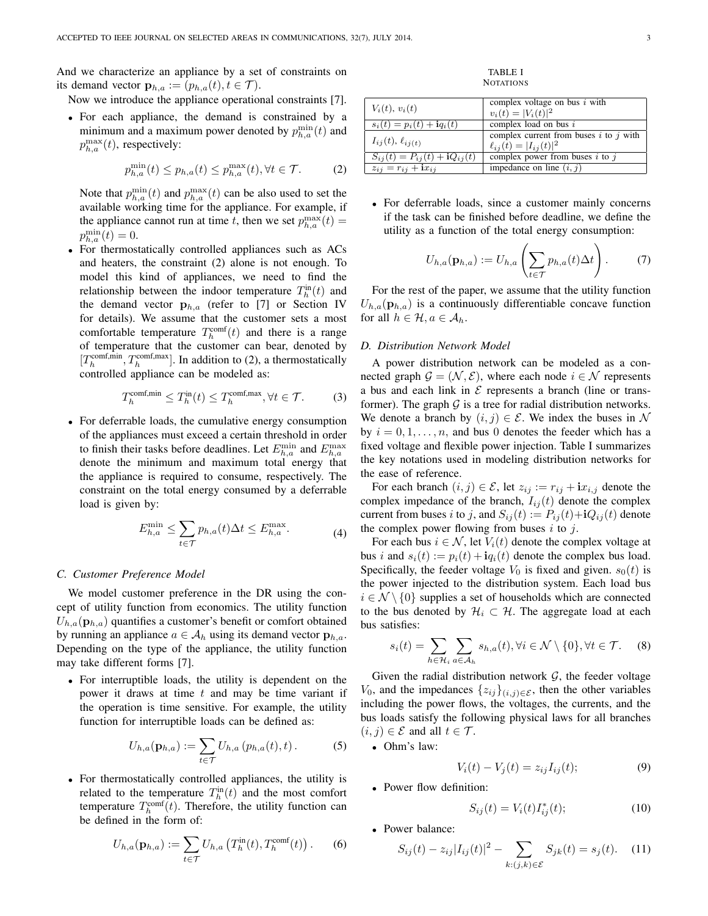And we characterize an appliance by a set of constraints on its demand vector $\mathbf{p}_{h,a} := (p_{h,a}(t), t \in \mathcal{T})$.

Now we introduce the appliance operational constraints [7].

- For each appliance, the demand is constrained by a minimum and a maximum power denoted by $p_{h,a}^{\min}(t)$ and $p_{h,a}^{\max}(t)$, respectively:

$$p_{h,a}^{\min}(t) \leq p_{h,a}(t) \leq p_{h,a}^{\max}(t), \forall t \in \mathcal{T}. \tag{2}$$

  Note that $p_{h,a}^{\min}(t)$ and $p_{h,a}^{\max}(t)$ can be also used to set the available working time for the appliance. For example, if the appliance cannot run at time $t$, then we set $p_{h,a}^{\max}(t) = p_{h,a}^{\min}(t) = 0$.

- For thermostatically controlled appliances such as ACs and heaters, the constraint (2) alone is not enough. To model this kind of appliances, we need to find the relationship between the indoor temperature $T_h^{\text{in}}(t)$ and the demand vector $\mathbf{p}_{h,a}$ (refer to [7] or Section IV for details). We assume that the customer sets a most comfortable temperature $T_h^{\text{comf}}(t)$ and there is a range of temperature that the customer can bear, denoted by $[T_h^{\text{comf,min}}, T_h^{\text{comf,max}}]$. In addition to (2), a thermostatically controlled appliance can be modeled as:

$$T_h^{\text{comf,min}} \leq T_h^{\text{in}}(t) \leq T_h^{\text{comf,max}}, \forall t \in \mathcal{T}. \tag{3}$$

- For deferrable loads, the cumulative energy consumption of the appliances must exceed a certain threshold in order to finish their tasks before deadlines. Let $E_{h,a}^{\min}$ and $E_{h,a}^{\max}$ denote the minimum and maximum total energy that the appliance is required to consume, respectively. The constraint on the total energy consumed by a deferrable load is given by:

$$E_{h,a}^{\min} \leq \sum_{t \in \mathcal{T}} p_{h,a}(t)\Delta t \leq E_{h,a}^{\max}. \tag{4}$$

### C. Customer Preference Model

We model customer preference in the DR using the concept of utility function from economics. The utility function $U_{h,a}(\mathbf{p}_{h,a})$ quantifies a customer's benefit or comfort obtained by running an appliance $a \in \mathcal{A}_h$ using its demand vector $\mathbf{p}_{h,a}$. Depending on the type of the appliance, the utility function may take different forms [7].

- For interruptible loads, the utility is dependent on the power it draws at time $t$ and may be time variant if the operation is time sensitive. For example, the utility function for interruptible loads can be defined as:

$$U_{h,a}(\mathbf{p}_{h,a}) := \sum_{t \in \mathcal{T}} U_{h,a}\left(p_{h,a}(t), t\right). \tag{5}$$

- For thermostatically controlled appliances, the utility is related to the temperature $T_h^{\text{in}}(t)$ and the most comfort temperature $T_h^{\text{comf}}(t)$. Therefore, the utility function can be defined in the form of:

$$U_{h,a}(\mathbf{p}_{h,a}) := \sum_{t \in \mathcal{T}} U_{h,a}\left(T_h^{\text{in}}(t), T_h^{\text{comf}}(t)\right). \tag{6}$$

- For deferrable loads, since a customer mainly concerns if the task can be finished before deadline, we define the utility as a function of the total energy consumption:

$$U_{h,a}(\mathbf{p}_{h,a}) := U_{h,a}\left(\sum_{t \in \mathcal{T}} p_{h,a}(t)\Delta t\right). \tag{7}$$

For the rest of the paper, we assume that the utility function $U_{h,a}(\mathbf{p}_{h,a})$ is a continuously differentiable concave function for all $h \in \mathcal{H}, a \in \mathcal{A}_h$.

TABLE I
NOTATIONS

| | |
|---|---|
| $V_i(t)$, $v_i(t)$ | complex voltage on bus $i$ with $v_i(t) = \lvert V_i(t)\rvert^2$ |
| $s_i(t) = p_i(t) + \mathbf{i}q_i(t)$ | complex load on bus $i$ |
| $I_{ij}(t)$, $\ell_{ij(t)}$ | complex current from buses $i$ to $j$ with $\ell_{ij}(t) = \lvert I_{ij}(t)\rvert^2$ |
| $S_{ij}(t) = P_{ij}(t) + \mathbf{i}Q_{ij}(t)$ | complex power from buses $i$ to $j$ |
| $z_{ij} = r_{ij} + \mathbf{i}x_{ij}$ | impedance on line $(i,j)$ |

### D. Distribution Network Model

A power distribution network can be modeled as a connected graph $\mathcal{G} = (\mathcal{N}, \mathcal{E})$, where each node $i \in \mathcal{N}$ represents a bus and each link in $\mathcal{E}$ represents a branch (line or transformer). The graph $\mathcal{G}$ is a tree for radial distribution networks. We denote a branch by $(i,j) \in \mathcal{E}$. We index the buses in $\mathcal{N}$ by $i = 0, 1, \ldots, n$, and bus $0$ denotes the feeder which has a fixed voltage and flexible power injection. Table I summarizes the key notations used in modeling distribution networks for the ease of reference.

For each branch $(i,j) \in \mathcal{E}$, let $z_{ij} := r_{ij} + \mathbf{i}x_{i,j}$ denote the complex impedance of the branch, $I_{ij}(t)$ denote the complex current from buses $i$ to $j$, and $S_{ij}(t) := P_{ij}(t) + \mathbf{i}Q_{ij}(t)$ denote the complex power flowing from buses $i$ to $j$.

For each bus $i \in \mathcal{N}$, let $V_i(t)$ denote the complex voltage at bus $i$ and $s_i(t) := p_i(t) + \mathbf{i}q_i(t)$ denote the complex bus load. Specifically, the feeder voltage $V_0$ is fixed and given. $s_0(t)$ is the power injected to the distribution system. Each load bus $i \in \mathcal{N} \setminus \{0\}$ supplies a set of households which are connected to the bus denoted by $\mathcal{H}_i \subset \mathcal{H}$. The aggregate load at each bus satisfies:

$$s_i(t) = \sum_{h \in \mathcal{H}_i} \sum_{a \in \mathcal{A}_h} s_{h,a}(t), \forall i \in \mathcal{N} \setminus \{0\}, \forall t \in \mathcal{T}. \tag{8}$$

Given the radial distribution network $\mathcal{G}$, the feeder voltage $V_0$, and the impedances $\{z_{ij}\}_{(i,j) \in \mathcal{E}}$, then the other variables including the power flows, the voltages, the currents, and the bus loads satisfy the following physical laws for all branches $(i,j) \in \mathcal{E}$ and all $t \in \mathcal{T}$.

- Ohm's law:

$$V_i(t) - V_j(t) = z_{ij}I_{ij}(t); \tag{9}$$

- Power flow definition:

$$S_{ij}(t) = V_i(t)I_{ij}^*(t); \tag{10}$$

- Power balance:

$$S_{ij}(t) - z_{ij}|I_{ij}(t)|^2 - \sum_{k:(j,k) \in \mathcal{E}} S_{jk}(t) = s_j(t). \tag{11}$$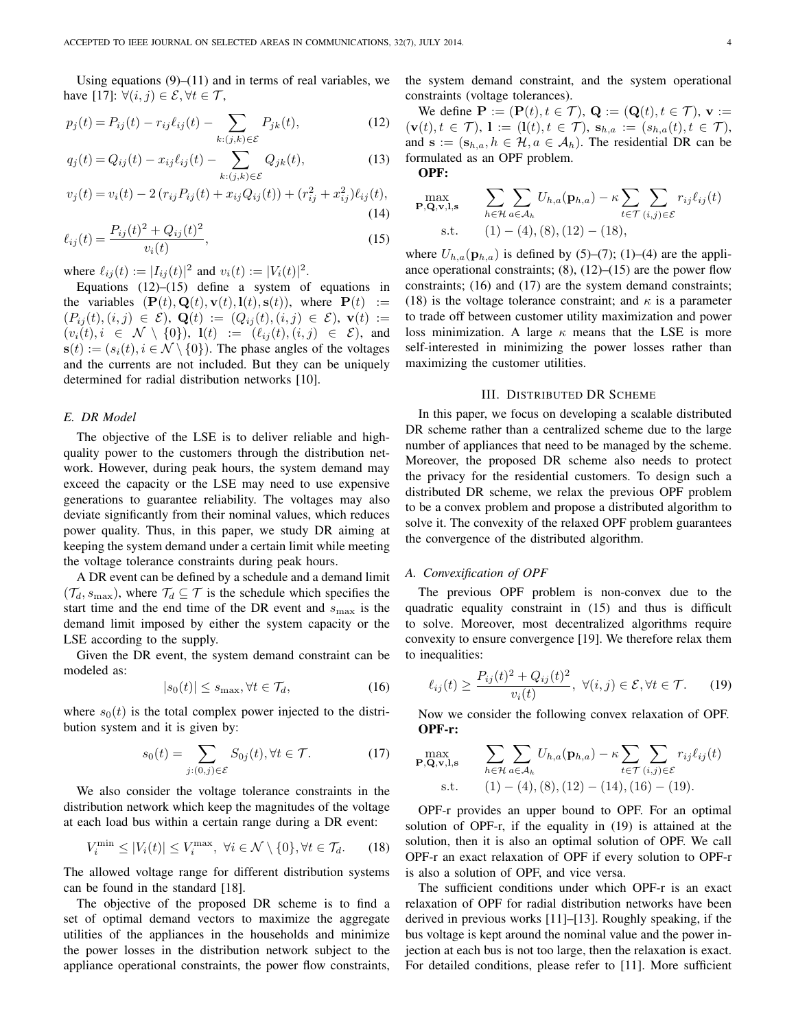Using equations (9)–(11) and in terms of real variables, we have [17]: $\forall (i,j) \in \mathcal{E}, \forall t \in \mathcal{T}$,

$$p_j(t) = P_{ij}(t) - r_{ij}\ell_{ij}(t) - \sum_{k:(j,k)\in\mathcal{E}} P_{jk}(t), \tag{12}$$

$$q_j(t) = Q_{ij}(t) - x_{ij}\ell_{ij}(t) - \sum_{k:(j,k)\in\mathcal{E}} Q_{jk}(t), \tag{13}$$

$$v_j(t) = v_i(t) - 2\left(r_{ij}P_{ij}(t) + x_{ij}Q_{ij}(t)\right) + (r_{ij}^2 + x_{ij}^2)\ell_{ij}(t), \tag{14}$$

$$\ell_{ij}(t) = \frac{P_{ij}(t)^2 + Q_{ij}(t)^2}{v_i(t)}, \tag{15}$$

where $\ell_{ij}(t) := |I_{ij}(t)|^2$ and $v_i(t) := |V_i(t)|^2$.

Equations (12)–(15) define a system of equations in the variables $(\mathbf{P}(t), \mathbf{Q}(t), \mathbf{v}(t), \mathbf{l}(t), \mathbf{s}(t))$, where $\mathbf{P}(t) := (P_{ij}(t), (i,j) \in \mathcal{E})$, $\mathbf{Q}(t) := (Q_{ij}(t), (i,j) \in \mathcal{E})$, $\mathbf{v}(t) := (v_i(t), i \in \mathcal{N} \setminus \{0\})$, $\mathbf{l}(t) := (\ell_{ij}(t), (i,j) \in \mathcal{E})$, and $\mathbf{s}(t) := (s_i(t), i \in \mathcal{N} \setminus \{0\})$. The phase angles of the voltages and the currents are not included. But they can be uniquely determined for radial distribution networks [10].

### E. DR Model

The objective of the LSE is to deliver reliable and high-quality power to the customers through the distribution network. However, during peak hours, the system demand may exceed the capacity or the LSE may need to use expensive generations to guarantee reliability. The voltages may also deviate significantly from their nominal values, which reduces power quality. Thus, in this paper, we study DR aiming at keeping the system demand under a certain limit while meeting the voltage tolerance constraints during peak hours.

A DR event can be defined by a schedule and a demand limit $(\mathcal{T}_d, s_{\max})$, where $\mathcal{T}_d \subseteq \mathcal{T}$ is the schedule which specifies the start time and the end time of the DR event and $s_{\max}$ is the demand limit imposed by either the system capacity or the LSE according to the supply.

Given the DR event, the system demand constraint can be modeled as:

$$|s_0(t)| \leq s_{\max}, \forall t \in \mathcal{T}_d, \tag{16}$$

where $s_0(t)$ is the total complex power injected to the distribution system and it is given by:

$$s_0(t) = \sum_{j:(0,j)\in\mathcal{E}} S_{0j}(t), \forall t \in \mathcal{T}. \tag{17}$$

We also consider the voltage tolerance constraints in the distribution network which keep the magnitudes of the voltage at each load bus within a certain range during a DR event:

$$V_i^{\min} \leq |V_i(t)| \leq V_i^{\max}, \ \forall i \in \mathcal{N} \setminus \{0\}, \forall t \in \mathcal{T}_d. \tag{18}$$

The allowed voltage range for different distribution systems can be found in the standard [18].

The objective of the proposed DR scheme is to find a set of optimal demand vectors to maximize the aggregate utilities of the appliances in the households and minimize the power losses in the distribution network subject to the appliance operational constraints, the power flow constraints, the system demand constraint, and the system operational constraints (voltage tolerances).

We define $\mathbf{P} := (\mathbf{P}(t), t \in \mathcal{T})$, $\mathbf{Q} := (\mathbf{Q}(t), t \in \mathcal{T})$, $\mathbf{v} := (\mathbf{v}(t), t \in \mathcal{T})$, $\mathbf{l} := (\mathbf{l}(t), t \in \mathcal{T})$, $\mathbf{s}_{h,a} := (s_{h,a}(t), t \in \mathcal{T})$, and $\mathbf{s} := (\mathbf{s}_{h,a}, h \in \mathcal{H}, a \in \mathcal{A}_h)$. The residential DR can be formulated as an OPF problem.

**OPF:**

$$\begin{aligned}
\max_{\mathbf{P},\mathbf{Q},\mathbf{v},\mathbf{l},\mathbf{s}} \quad & \sum_{h\in\mathcal{H}}\sum_{a\in\mathcal{A}_h} U_{h,a}(\mathbf{p}_{h,a}) - \kappa \sum_{t\in\mathcal{T}}\sum_{(i,j)\in\mathcal{E}} r_{ij}\ell_{ij}(t) \\
\text{s.t.} \quad & (1)-(4), (8), (12)-(18),
\end{aligned}$$

where $U_{h,a}(\mathbf{p}_{h,a})$ is defined by (5)–(7); (1)–(4) are the appliance operational constraints; (8), (12)–(15) are the power flow constraints; (16) and (17) are the system demand constraints; (18) is the voltage tolerance constraint; and $\kappa$ is a parameter to trade off between customer utility maximization and power loss minimization. A large $\kappa$ means that the LSE is more self-interested in minimizing the power losses rather than maximizing the customer utilities.

## III. Distributed DR Scheme

In this paper, we focus on developing a scalable distributed DR scheme rather than a centralized scheme due to the large number of appliances that need to be managed by the scheme. Moreover, the proposed DR scheme also needs to protect the privacy for the residential customers. To design such a distributed DR scheme, we relax the previous OPF problem to be a convex problem and propose a distributed algorithm to solve it. The convexity of the relaxed OPF problem guarantees the convergence of the distributed algorithm.

### A. Convexification of OPF

The previous OPF problem is non-convex due to the quadratic equality constraint in (15) and thus is difficult to solve. Moreover, most decentralized algorithms require convexity to ensure convergence [19]. We therefore relax them to inequalities:

$$\ell_{ij}(t) \geq \frac{P_{ij}(t)^2 + Q_{ij}(t)^2}{v_i(t)}, \ \forall (i,j) \in \mathcal{E}, \forall t \in \mathcal{T}. \tag{19}$$

Now we consider the following convex relaxation of OPF.

**OPF-r:**

$$\begin{aligned}
\max_{\mathbf{P},\mathbf{Q},\mathbf{v},\mathbf{l},\mathbf{s}} \quad & \sum_{h\in\mathcal{H}}\sum_{a\in\mathcal{A}_h} U_{h,a}(\mathbf{p}_{h,a}) - \kappa \sum_{t\in\mathcal{T}}\sum_{(i,j)\in\mathcal{E}} r_{ij}\ell_{ij}(t) \\
\text{s.t.} \quad & (1)-(4), (8), (12)-(14), (16)-(19).
\end{aligned}$$

OPF-r provides an upper bound to OPF. For an optimal solution of OPF-r, if the equality in (19) is attained at the solution, then it is also an optimal solution of OPF. We call OPF-r an exact relaxation of OPF if every solution to OPF-r is also a solution of OPF, and vice versa.

The sufficient conditions under which OPF-r is an exact relaxation of OPF for radial distribution networks have been derived in previous works [11]–[13]. Roughly speaking, if the bus voltage is kept around the nominal value and the power injection at each bus is not too large, then the relaxation is exact. For detailed conditions, please refer to [11]. More sufficient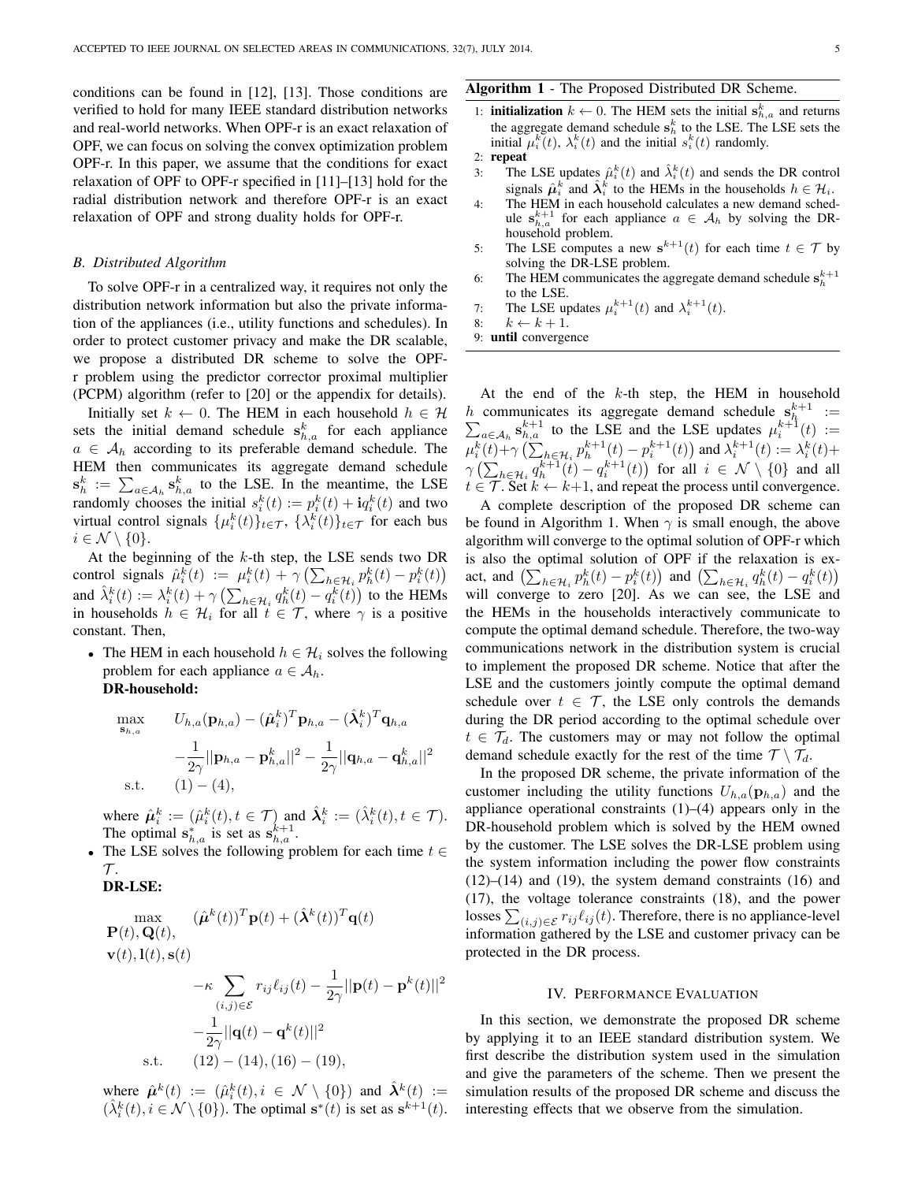conditions can be found in [12], [13]. Those conditions are verified to hold for many IEEE standard distribution networks and real-world networks. When OPF-r is an exact relaxation of OPF, we can focus on solving the convex optimization problem OPF-r. In this paper, we assume that the conditions for exact relaxation of OPF to OPF-r specified in [11]–[13] hold for the radial distribution network and therefore OPF-r is an exact relaxation of OPF and strong duality holds for OPF-r.

### *B. Distributed Algorithm*

To solve OPF-r in a centralized way, it requires not only the distribution network information but also the private information of the appliances (i.e., utility functions and schedules). In order to protect customer privacy and make the DR scalable, we propose a distributed DR scheme to solve the OPF-r problem using the predictor corrector proximal multiplier (PCPM) algorithm (refer to [20] or the appendix for details).

Initially set $k \leftarrow 0$. The HEM in each household $h \in \mathcal{H}$ sets the initial demand schedule $\mathbf{s}_{h,a}^k$ for each appliance $a \in \mathcal{A}_h$ according to its preferable demand schedule. The HEM then communicates its aggregate demand schedule $\mathbf{s}_h^k := \sum_{a \in \mathcal{A}_h} \mathbf{s}_{h,a}^k$ to the LSE. In the meantime, the LSE randomly chooses the initial $s_i^k(t) := p_i^k(t) + \mathbf{i} q_i^k(t)$ and two virtual control signals $\{\mu_i^k(t)\}_{t \in \mathcal{T}}$, $\{\lambda_i^k(t)\}_{t \in \mathcal{T}}$ for each bus $i \in \mathcal{N} \setminus \{0\}$.

At the beginning of the $k$-th step, the LSE sends two DR control signals $\hat{\mu}_i^k(t) := \mu_i^k(t) + \gamma \left( \sum_{h \in \mathcal{H}_i} p_h^k(t) - p_i^k(t) \right)$ and $\hat{\lambda}_i^k(t) := \lambda_i^k(t) + \gamma \left( \sum_{h \in \mathcal{H}_i} q_h^k(t) - q_i^k(t) \right)$ to the HEMs in households $h \in \mathcal{H}_i$ for all $t \in \mathcal{T}$, where $\gamma$ is a positive constant. Then,

- The HEM in each household $h \in \mathcal{H}_i$ solves the following problem for each appliance $a \in \mathcal{A}_h$.

  **DR-household:**

$$
\begin{aligned}
\max_{\mathbf{s}_{h,a}} \quad & U_{h,a}(\mathbf{p}_{h,a}) - (\hat{\boldsymbol{\mu}}_i^k)^T \mathbf{p}_{h,a} - (\hat{\boldsymbol{\lambda}}_i^k)^T \mathbf{q}_{h,a} \\
& - \frac{1}{2\gamma} ||\mathbf{p}_{h,a} - \mathbf{p}_{h,a}^k||^2 - \frac{1}{2\gamma} ||\mathbf{q}_{h,a} - \mathbf{q}_{h,a}^k||^2 \\
\text{s.t.} \quad & (1) - (4),
\end{aligned}
$$

  where $\hat{\boldsymbol{\mu}}_i^k := (\hat{\mu}_i^k(t), t \in \mathcal{T})$ and $\hat{\boldsymbol{\lambda}}_i^k := (\hat{\lambda}_i^k(t), t \in \mathcal{T})$. The optimal $\mathbf{s}_{h,a}^*$ is set as $\mathbf{s}_{h,a}^{k+1}$.

- The LSE solves the following problem for each time $t \in \mathcal{T}$.

  **DR-LSE:**

$$
\begin{aligned}
\max_{\substack{\mathbf{P}(t), \mathbf{Q}(t), \\ \mathbf{v}(t), \mathbf{l}(t), \mathbf{s}(t)}} \quad & (\hat{\boldsymbol{\mu}}^k(t))^T \mathbf{p}(t) + (\hat{\boldsymbol{\lambda}}^k(t))^T \mathbf{q}(t) \\
& - \kappa \sum_{(i,j) \in \mathcal{E}} r_{ij} \ell_{ij}(t) - \frac{1}{2\gamma} ||\mathbf{p}(t) - \mathbf{p}^k(t)||^2 \\
& - \frac{1}{2\gamma} ||\mathbf{q}(t) - \mathbf{q}^k(t)||^2 \\
\text{s.t.} \quad & (12) - (14), (16) - (19),
\end{aligned}
$$

  where $\hat{\boldsymbol{\mu}}^k(t) := (\hat{\mu}_i^k(t), i \in \mathcal{N} \setminus \{0\})$ and $\hat{\boldsymbol{\lambda}}^k(t) := (\hat{\lambda}_i^k(t), i \in \mathcal{N} \setminus \{0\})$. The optimal $\mathbf{s}^*(t)$ is set as $\mathbf{s}^{k+1}(t)$.

---

**Algorithm 1** - The Proposed Distributed DR Scheme.

1: **initialization** $k \leftarrow 0$. The HEM sets the initial $\mathbf{s}_{h,a}^k$ and returns the aggregate demand schedule $\mathbf{s}_h^k$ to the LSE. The LSE sets the initial $\mu_i^k(t)$, $\lambda_i^k(t)$ and the initial $s_i^k(t)$ randomly.
2: **repeat**
3: The LSE updates $\hat{\mu}_i^k(t)$ and $\hat{\lambda}_i^k(t)$ and sends the DR control signals $\hat{\boldsymbol{\mu}}_i^k$ and $\hat{\boldsymbol{\lambda}}_i^k$ to the HEMs in the households $h \in \mathcal{H}_i$.
4: The HEM in each household calculates a new demand schedule $\mathbf{s}_{h,a}^{k+1}$ for each appliance $a \in \mathcal{A}_h$ by solving the DR-household problem.
5: The LSE computes a new $\mathbf{s}^{k+1}(t)$ for each time $t \in \mathcal{T}$ by solving the DR-LSE problem.
6: The HEM communicates the aggregate demand schedule $\mathbf{s}_h^{k+1}$ to the LSE.
7: The LSE updates $\mu_i^{k+1}(t)$ and $\lambda_i^{k+1}(t)$.
8: $k \leftarrow k + 1$.
9: **until** convergence

---

At the end of the $k$-th step, the HEM in household $h$ communicates its aggregate demand schedule $\mathbf{s}_h^{k+1} := \sum_{a \in \mathcal{A}_h} \mathbf{s}_{h,a}^{k+1}$ to the LSE and the LSE updates $\mu_i^{k+1}(t) := \mu_i^k(t) + \gamma \left( \sum_{h \in \mathcal{H}_i} p_h^{k+1}(t) - p_i^{k+1}(t) \right)$ and $\lambda_i^{k+1}(t) := \lambda_i^k(t) + \gamma \left( \sum_{h \in \mathcal{H}_i} q_h^{k+1}(t) - q_i^{k+1}(t) \right)$ for all $i \in \mathcal{N} \setminus \{0\}$ and all $t \in \mathcal{T}$. Set $k \leftarrow k+1$, and repeat the process until convergence.

A complete description of the proposed DR scheme can be found in Algorithm 1. When $\gamma$ is small enough, the above algorithm will converge to the optimal solution of OPF-r which is also the optimal solution of OPF if the relaxation is exact, and $\left( \sum_{h \in \mathcal{H}_i} p_h^k(t) - p_i^k(t) \right)$ and $\left( \sum_{h \in \mathcal{H}_i} q_h^k(t) - q_i^k(t) \right)$ will converge to zero [20]. As we can see, the LSE and the HEMs in the households interactively communicate to compute the optimal demand schedule. Therefore, the two-way communications network in the distribution system is crucial to implement the proposed DR scheme. Notice that after the LSE and the customers jointly compute the optimal demand schedule over $t \in \mathcal{T}$, the LSE only controls the demands during the DR period according to the optimal schedule over $t \in \mathcal{T}_d$. The customers may or may not follow the optimal demand schedule exactly for the rest of the time $\mathcal{T} \setminus \mathcal{T}_d$.

In the proposed DR scheme, the private information of the customer including the utility functions $U_{h,a}(\mathbf{p}_{h,a})$ and the appliance operational constraints (1)–(4) appears only in the DR-household problem which is solved by the HEM owned by the customer. The LSE solves the DR-LSE problem using the system information including the power flow constraints (12)–(14) and (19), the system demand constraints (16) and (17), the voltage tolerance constraints (18), and the power losses $\sum_{(i,j) \in \mathcal{E}} r_{ij} \ell_{ij}(t)$. Therefore, there is no appliance-level information gathered by the LSE and customer privacy can be protected in the DR process.

## IV. Performance Evaluation

In this section, we demonstrate the proposed DR scheme by applying it to an IEEE standard distribution system. We first describe the distribution system used in the simulation and give the parameters of the scheme. Then we present the simulation results of the proposed DR scheme and discuss the interesting effects that we observe from the simulation.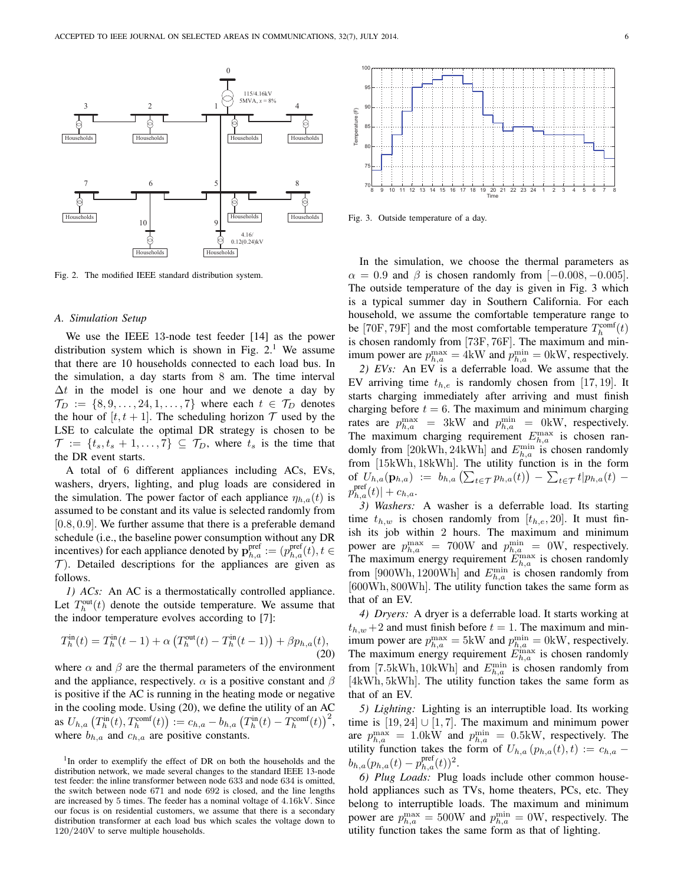Fig. 2. The modified IEEE standard distribution system.

Fig. 3. Outside temperature of a day.

### A. Simulation Setup

We use the IEEE 13-node test feeder [14] as the power distribution system which is shown in Fig. 2.[1] We assume that there are 10 households connected to each load bus. In the simulation, a day starts from 8 am. The time interval $\Delta t$ in the model is one hour and we denote a day by $\mathcal{T}_D := \{8, 9, \ldots, 24, 1, \ldots, 7\}$ where each $t \in \mathcal{T}_D$ denotes the hour of $[t, t+1]$. The scheduling horizon $\mathcal{T}$ used by the LSE to calculate the optimal DR strategy is chosen to be $\mathcal{T} := \{t_s, t_s + 1, \ldots, 7\} \subseteq \mathcal{T}_D$, where $t_s$ is the time that the DR event starts.

A total of 6 different appliances including ACs, EVs, washers, dryers, lighting, and plug loads are considered in the simulation. The power factor of each appliance $\eta_{h,a}(t)$ is assumed to be constant and its value is selected randomly from $[0.8, 0.9]$. We further assume that there is a preferable demand schedule (i.e., the baseline power consumption without any DR incentives) for each appliance denoted by $\mathbf{p}^{\text{pref}}_{h,a} := (p^{\text{pref}}_{h,a}(t), t \in \mathcal{T})$. Detailed descriptions for the appliances are given as follows.

*1) ACs:* An AC is a thermostatically controlled appliance. Let $T^{\text{out}}_h(t)$ denote the outside temperature. We assume that the indoor temperature evolves according to [7]:

$$T^{\text{in}}_h(t) = T^{\text{in}}_h(t-1) + \alpha \left( T^{\text{out}}_h(t) - T^{\text{in}}_h(t-1) \right) + \beta p_{h,a}(t), \tag{20}$$

where $\alpha$ and $\beta$ are the thermal parameters of the environment and the appliance, respectively. $\alpha$ is a positive constant and $\beta$ is positive if the AC is running in the heating mode or negative in the cooling mode. Using (20), we define the utility of an AC as $U_{h,a}\left(T^{\text{in}}_h(t), T^{\text{comf}}_h(t)\right) := c_{h,a} - b_{h,a}\left(T^{\text{in}}_h(t) - T^{\text{comf}}_h(t)\right)^2$, where $b_{h,a}$ and $c_{h,a}$ are positive constants.

[1] In order to exemplify the effect of DR on both the households and the distribution network, we made several changes to the standard IEEE 13-node test feeder: the inline transformer between node 633 and node 634 is omitted, the switch between node 671 and node 692 is closed, and the line lengths are increased by 5 times. The feeder has a nominal voltage of 4.16kV. Since our focus is on residential customers, we assume that there is a secondary distribution transformer at each load bus which scales the voltage down to 120/240V to serve multiple households.

In the simulation, we choose the thermal parameters as $\alpha = 0.9$ and $\beta$ is chosen randomly from $[-0.008, -0.005]$. The outside temperature of the day is given in Fig. 3 which is a typical summer day in Southern California. For each household, we assume the comfortable temperature range to be $[70\text{F}, 79\text{F}]$ and the most comfortable temperature $T^{\text{comf}}_h(t)$ is chosen randomly from $[73\text{F}, 76\text{F}]$. The maximum and minimum power are $p^{\max}_{h,a} = 4\text{kW}$ and $p^{\min}_{h,a} = 0\text{kW}$, respectively.

*2) EVs:* An EV is a deferrable load. We assume that the EV arriving time $t_{h,e}$ is randomly chosen from $[17, 19]$. It starts charging immediately after arriving and must finish charging before $t = 6$. The maximum and minimum charging rates are $p^{\max}_{h,a} = 3\text{kW}$ and $p^{\min}_{h,a} = 0\text{kW}$, respectively. The maximum charging requirement $E^{\max}_{h,a}$ is chosen randomly from $[20\text{kWh}, 24\text{kWh}]$ and $E^{\min}_{h,a}$ is chosen randomly from $[15\text{kWh}, 18\text{kWh}]$. The utility function is in the form of $U_{h,a}(\mathbf{p}_{h,a}) := b_{h,a}\left(\sum_{t \in \mathcal{T}} p_{h,a}(t)\right) - \sum_{t \in \mathcal{T}} t |p_{h,a}(t) - p^{\text{pref}}_{h,a}(t)| + c_{h,a}$.

*3) Washers:* A washer is a deferrable load. Its starting time $t_{h,w}$ is chosen randomly from $[t_{h,e}, 20]$. It must finish its job within 2 hours. The maximum and minimum power are $p^{\max}_{h,a} = 700\text{W}$ and $p^{\min}_{h,a} = 0\text{W}$, respectively. The maximum energy requirement $E^{\max}_{h,a}$ is chosen randomly from $[900\text{Wh}, 1200\text{Wh}]$ and $E^{\min}_{h,a}$ is chosen randomly from $[600\text{Wh}, 800\text{Wh}]$. The utility function takes the same form as that of an EV.

*4) Dryers:* A dryer is a deferrable load. It starts working at $t_{h,w}+2$ and must finish before $t = 1$. The maximum and minimum power are $p^{\max}_{h,a} = 5\text{kW}$ and $p^{\min}_{h,a} = 0\text{kW}$, respectively. The maximum energy requirement $E^{\max}_{h,a}$ is chosen randomly from $[7.5\text{kWh}, 10\text{kWh}]$ and $E^{\min}_{h,a}$ is chosen randomly from $[4\text{kWh}, 5\text{kWh}]$. The utility function takes the same form as that of an EV.

*5) Lighting:* Lighting is an interruptible load. Its working time is $[19, 24] \cup [1, 7]$. The maximum and minimum power are $p^{\max}_{h,a} = 1.0\text{kW}$ and $p^{\min}_{h,a} = 0.5\text{kW}$, respectively. The utility function takes the form of $U_{h,a}(p_{h,a}(t), t) := c_{h,a} - b_{h,a}(p_{h,a}(t) - p^{\text{pref}}_{h,a}(t))^2$.

*6) Plug Loads:* Plug loads include other common household appliances such as TVs, home theaters, PCs, etc. They belong to interruptible loads. The maximum and minimum power are $p^{\max}_{h,a} = 500\text{W}$ and $p^{\min}_{h,a} = 0\text{W}$, respectively. The utility function takes the same form as that of lighting.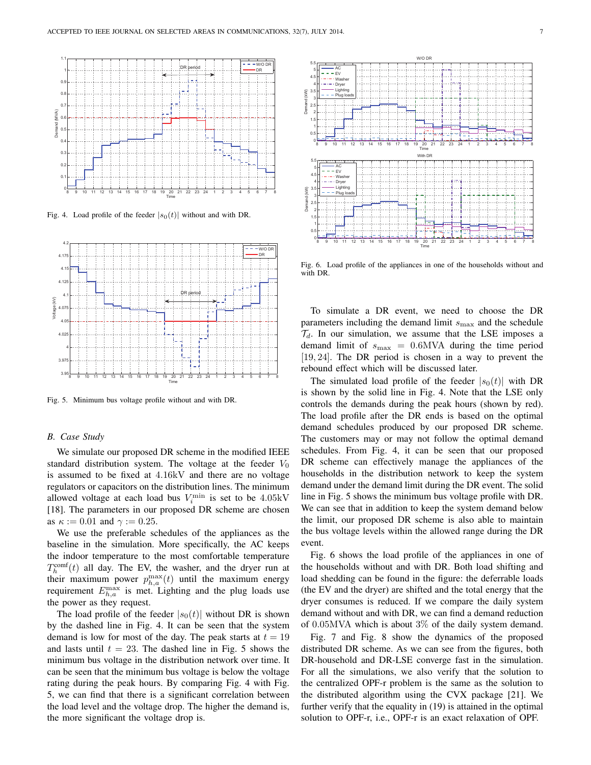Fig. 4. Load profile of the feeder $|s_0(t)|$ without and with DR.

Fig. 5. Minimum bus voltage profile without and with DR.

### B. Case Study

We simulate our proposed DR scheme in the modified IEEE standard distribution system. The voltage at the feeder $V_0$ is assumed to be fixed at $4.16\text{kV}$ and there are no voltage regulators or capacitors on the distribution lines. The minimum allowed voltage at each load bus $V_i^{\min}$ is set to be $4.05\text{kV}$ [18]. The parameters in our proposed DR scheme are chosen as $\kappa := 0.01$ and $\gamma := 0.25$.

We use the preferable schedules of the appliances as the baseline in the simulation. More specifically, the AC keeps the indoor temperature to the most comfortable temperature $T_h^{\text{comf}}(t)$ all day. The EV, the washer, and the dryer run at their maximum power $p_{h,a}^{\max}(t)$ until the maximum energy requirement $E_{h,a}^{\max}$ is met. Lighting and the plug loads use the power as they request.

The load profile of the feeder $|s_0(t)|$ without DR is shown by the dashed line in Fig. 4. It can be seen that the system demand is low for most of the day. The peak starts at $t = 19$ and lasts until $t = 23$. The dashed line in Fig. 5 shows the minimum bus voltage in the distribution network over time. It can be seen that the minimum bus voltage is below the voltage rating during the peak hours. By comparing Fig. 4 with Fig. 5, we can find that there is a significant correlation between the load level and the voltage drop. The higher the demand is, the more significant the voltage drop is.

Fig. 6. Load profile of the appliances in one of the households without and with DR.

To simulate a DR event, we need to choose the DR parameters including the demand limit $s_{\max}$ and the schedule $\mathcal{T}_d$. In our simulation, we assume that the LSE imposes a demand limit of $s_{\max} = 0.6\text{MVA}$ during the time period $[19, 24]$. The DR period is chosen in a way to prevent the rebound effect which will be discussed later.

The simulated load profile of the feeder $|s_0(t)|$ with DR is shown by the solid line in Fig. 4. Note that the LSE only controls the demands during the peak hours (shown by red). The load profile after the DR ends is based on the optimal demand schedules produced by our proposed DR scheme. The customers may or may not follow the optimal demand schedules. From Fig. 4, it can be seen that our proposed DR scheme can effectively manage the appliances of the households in the distribution network to keep the system demand under the demand limit during the DR event. The solid line in Fig. 5 shows the minimum bus voltage profile with DR. We can see that in addition to keep the system demand below the limit, our proposed DR scheme is also able to maintain the bus voltage levels within the allowed range during the DR event.

Fig. 6 shows the load profile of the appliances in one of the households without and with DR. Both load shifting and load shedding can be found in the figure: the deferrable loads (the EV and the dryer) are shifted and the total energy that the dryer consumes is reduced. If we compare the daily system demand without and with DR, we can find a demand reduction of $0.05\text{MVA}$ which is about $3\%$ of the daily system demand.

Fig. 7 and Fig. 8 show the dynamics of the proposed distributed DR scheme. As we can see from the figures, both DR-household and DR-LSE converge fast in the simulation. For all the simulations, we also verify that the solution to the centralized OPF-r problem is the same as the solution to the distributed algorithm using the CVX package [21]. We further verify that the equality in (19) is attained in the optimal solution to OPF-r, i.e., OPF-r is an exact relaxation of OPF.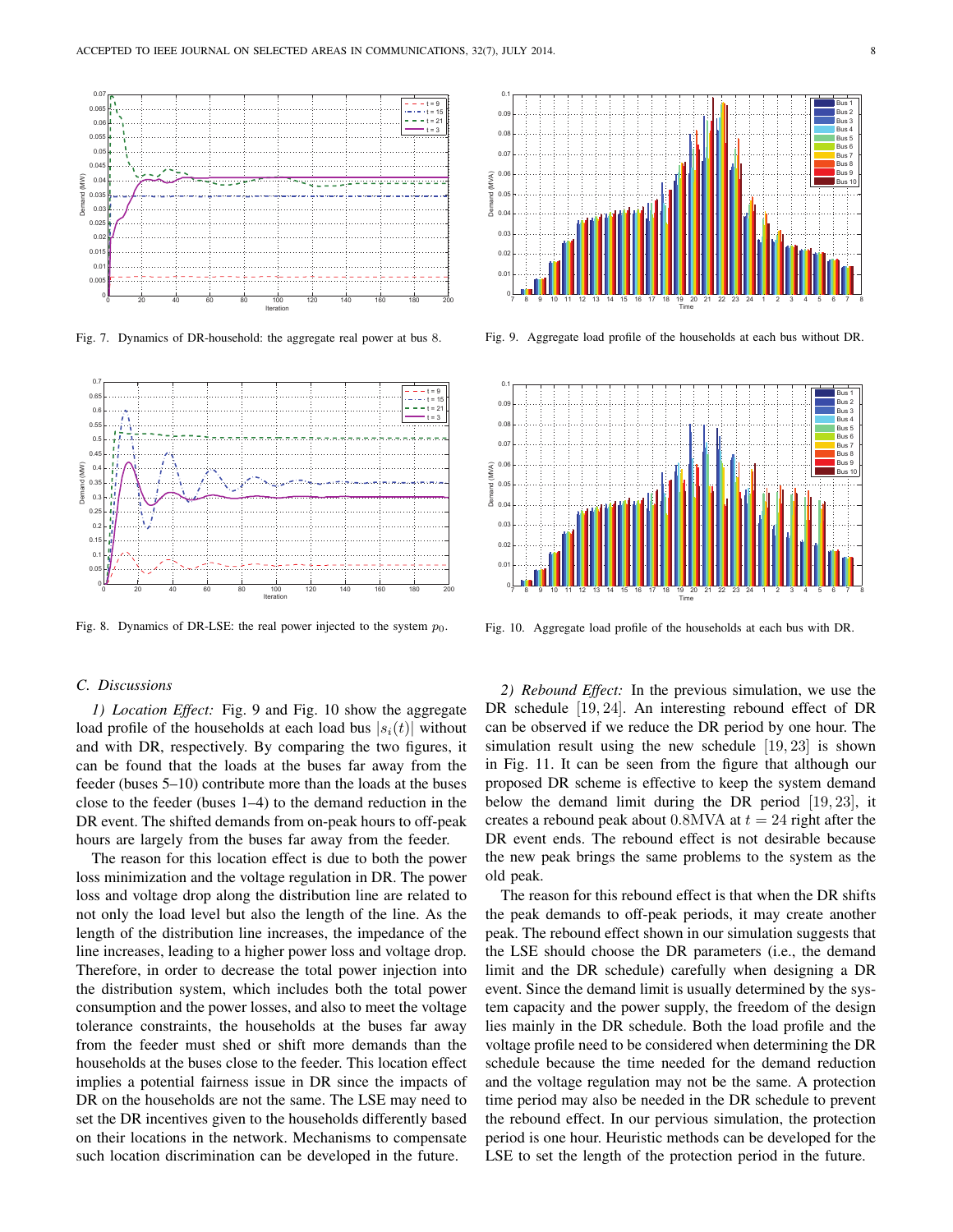Fig. 7. Dynamics of DR-household: the aggregate real power at bus 8.

Fig. 8. Dynamics of DR-LSE: the real power injected to the system $p_0$.

Fig. 9. Aggregate load profile of the households at each bus without DR.

Fig. 10. Aggregate load profile of the households at each bus with DR.

### C. Discussions

*1) Location Effect:* Fig. 9 and Fig. 10 show the aggregate load profile of the households at each load bus $|s_i(t)|$ without and with DR, respectively. By comparing the two figures, it can be found that the loads at the buses far away from the feeder (buses 5–10) contribute more than the loads at the buses close to the feeder (buses 1–4) to the demand reduction in the DR event. The shifted demands from on-peak hours to off-peak hours are largely from the buses far away from the feeder.

The reason for this location effect is due to both the power loss minimization and the voltage regulation in DR. The power loss and voltage drop along the distribution line are related to not only the load level but also the length of the line. As the length of the distribution line increases, the impedance of the line increases, leading to a higher power loss and voltage drop. Therefore, in order to decrease the total power injection into the distribution system, which includes both the total power consumption and the power losses, and also to meet the voltage tolerance constraints, the households at the buses far away from the feeder must shed or shift more demands than the households at the buses close to the feeder. This location effect implies a potential fairness issue in DR since the impacts of DR on the households are not the same. The LSE may need to set the DR incentives given to the households differently based on their locations in the network. Mechanisms to compensate such location discrimination can be developed in the future.

*2) Rebound Effect:* In the previous simulation, we use the DR schedule $[19, 24]$. An interesting rebound effect of DR can be observed if we reduce the DR period by one hour. The simulation result using the new schedule $[19, 23]$ is shown in Fig. 11. It can be seen from the figure that although our proposed DR scheme is effective to keep the system demand below the demand limit during the DR period $[19, 23]$, it creates a rebound peak about 0.8MVA at $t = 24$ right after the DR event ends. The rebound effect is not desirable because the new peak brings the same problems to the system as the old peak.

The reason for this rebound effect is that when the DR shifts the peak demands to off-peak periods, it may create another peak. The rebound effect shown in our simulation suggests that the LSE should choose the DR parameters (i.e., the demand limit and the DR schedule) carefully when designing a DR event. Since the demand limit is usually determined by the system capacity and the power supply, the freedom of the design lies mainly in the DR schedule. Both the load profile and the voltage profile need to be considered when determining the DR schedule because the time needed for the demand reduction and the voltage regulation may not be the same. A protection time period may also be needed in the DR schedule to prevent the rebound effect. In our pervious simulation, the protection period is one hour. Heuristic methods can be developed for the LSE to set the length of the protection period in the future.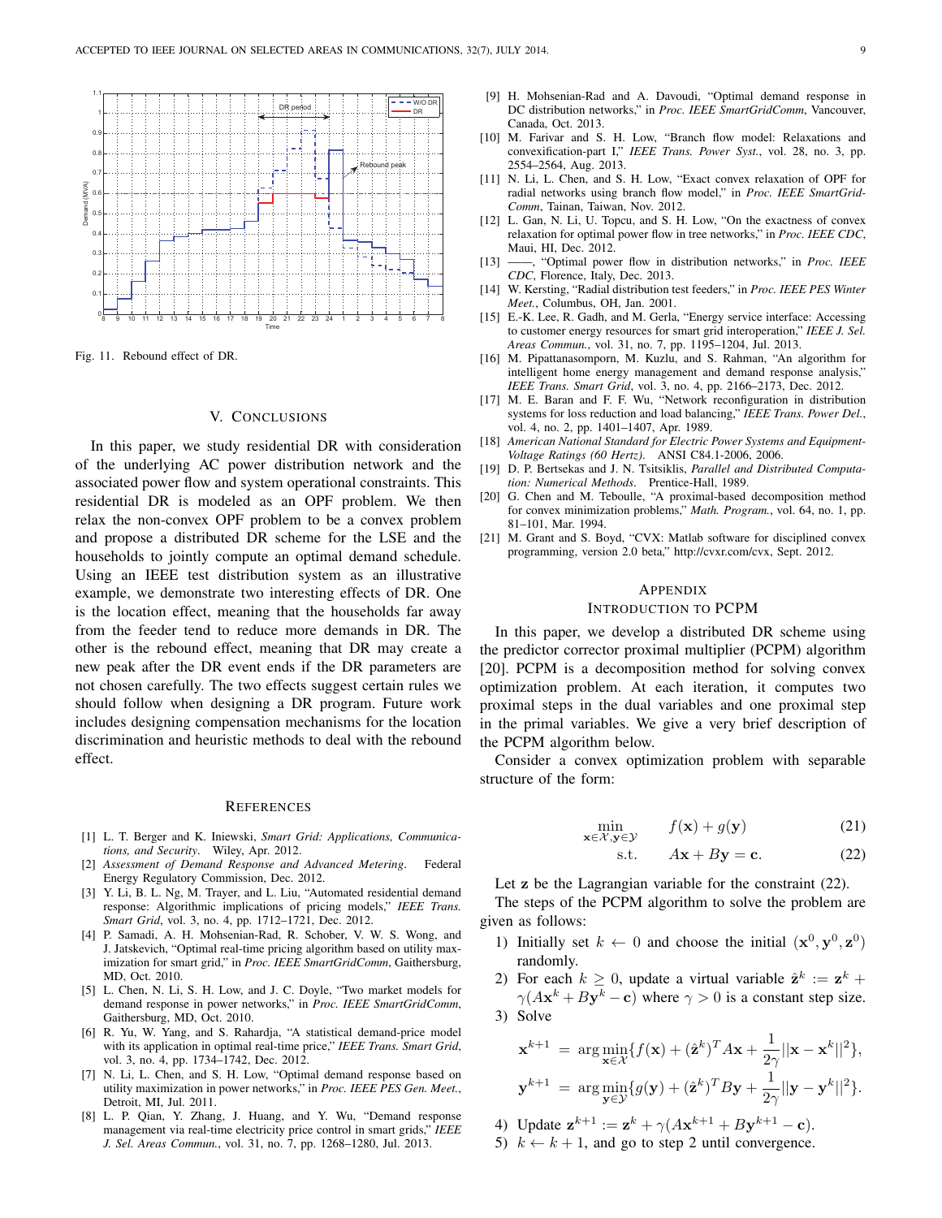Fig. 11. Rebound effect of DR.

## V. Conclusions

In this paper, we study residential DR with consideration of the underlying AC power distribution network and the associated power flow and system operational constraints. This residential DR is modeled as an OPF problem. We then relax the non-convex OPF problem to be a convex problem and propose a distributed DR scheme for the LSE and the households to jointly compute an optimal demand schedule. Using an IEEE test distribution system as an illustrative example, we demonstrate two interesting effects of DR. One is the location effect, meaning that the households far away from the feeder tend to reduce more demands in DR. The other is the rebound effect, meaning that DR may create a new peak after the DR event ends if the DR parameters are not chosen carefully. The two effects suggest certain rules we should follow when designing a DR program. Future work includes designing compensation mechanisms for the location discrimination and heuristic methods to deal with the rebound effect.

## References

[1] L. T. Berger and K. Iniewski, *Smart Grid: Applications, Communications, and Security*. Wiley, Apr. 2012.

[2] *Assessment of Demand Response and Advanced Metering*. Federal Energy Regulatory Commission, Dec. 2012.

[3] Y. Li, B. L. Ng, M. Trayer, and L. Liu, "Automated residential demand response: Algorithmic implications of pricing models," *IEEE Trans. Smart Grid*, vol. 3, no. 4, pp. 1712–1721, Dec. 2012.

[4] P. Samadi, A. H. Mohsenian-Rad, R. Schober, V. W. S. Wong, and J. Jatskevich, "Optimal real-time pricing algorithm based on utility maximization for smart grid," in *Proc. IEEE SmartGridComm*, Gaithersburg, MD, Oct. 2010.

[5] L. Chen, N. Li, S. H. Low, and J. C. Doyle, "Two market models for demand response in power networks," in *Proc. IEEE SmartGridComm*, Gaithersburg, MD, Oct. 2010.

[6] R. Yu, W. Yang, and S. Rahardja, "A statistical demand-price model with its application in optimal real-time price," *IEEE Trans. Smart Grid*, vol. 3, no. 4, pp. 1734–1742, Dec. 2012.

[7] N. Li, L. Chen, and S. H. Low, "Optimal demand response based on utility maximization in power networks," in *Proc. IEEE PES Gen. Meet.*, Detroit, MI, Jul. 2011.

[8] L. P. Qian, Y. Zhang, J. Huang, and Y. Wu, "Demand response management via real-time electricity price control in smart grids," *IEEE J. Sel. Areas Commun.*, vol. 31, no. 7, pp. 1268–1280, Jul. 2013.

[9] H. Mohsenian-Rad and A. Davoudi, "Optimal demand response in DC distribution networks," in *Proc. IEEE SmartGridComm*, Vancouver, Canada, Oct. 2013.

[10] M. Farivar and S. H. Low, "Branch flow model: Relaxations and convexification-part I," *IEEE Trans. Power Syst.*, vol. 28, no. 3, pp. 2554–2564, Aug. 2013.

[11] N. Li, L. Chen, and S. H. Low, "Exact convex relaxation of OPF for radial networks using branch flow model," in *Proc. IEEE SmartGridComm*, Tainan, Taiwan, Nov. 2012.

[12] L. Gan, N. Li, U. Topcu, and S. H. Low, "On the exactness of convex relaxation for optimal power flow in tree networks," in *Proc. IEEE CDC*, Maui, HI, Dec. 2012.

[13] ——, "Optimal power flow in distribution networks," in *Proc. IEEE CDC*, Florence, Italy, Dec. 2013.

[14] W. Kersting, "Radial distribution test feeders," in *Proc. IEEE PES Winter Meet.*, Columbus, OH, Jan. 2001.

[15] E.-K. Lee, R. Gadh, and M. Gerla, "Energy service interface: Accessing to customer energy resources for smart grid interoperation," *IEEE J. Sel. Areas Commun.*, vol. 31, no. 7, pp. 1195–1204, Jul. 2013.

[16] M. Pipattanasomporn, M. Kuzlu, and S. Rahman, "An algorithm for intelligent home energy management and demand response analysis," *IEEE Trans. Smart Grid*, vol. 3, no. 4, pp. 2166–2173, Dec. 2012.

[17] M. E. Baran and F. F. Wu, "Network reconfiguration in distribution systems for loss reduction and load balancing," *IEEE Trans. Power Del.*, vol. 4, no. 2, pp. 1401–1407, Apr. 1989.

[18] *American National Standard for Electric Power Systems and Equipment-Voltage Ratings (60 Hertz)*. ANSI C84.1-2006, 2006.

[19] D. P. Bertsekas and J. N. Tsitsiklis, *Parallel and Distributed Computation: Numerical Methods*. Prentice-Hall, 1989.

[20] G. Chen and M. Teboulle, "A proximal-based decomposition method for convex minimization problems," *Math. Program.*, vol. 64, no. 1, pp. 81–101, Mar. 1994.

[21] M. Grant and S. Boyd, "CVX: Matlab software for disciplined convex programming, version 2.0 beta," http://cvxr.com/cvx, Sept. 2012.

## Appendix
## Introduction to PCPM

In this paper, we develop a distributed DR scheme using the predictor corrector proximal multiplier (PCPM) algorithm [20]. PCPM is a decomposition method for solving convex optimization problem. At each iteration, it computes two proximal steps in the dual variables and one proximal step in the primal variables. We give a very brief description of the PCPM algorithm below.

Consider a convex optimization problem with separable structure of the form:

$$\min_{\mathbf{x}\in\mathcal{X},\mathbf{y}\in\mathcal{Y}} \quad f(\mathbf{x}) + g(\mathbf{y}) \tag{21}$$

$$\text{s.t.} \quad A\mathbf{x} + B\mathbf{y} = \mathbf{c}. \tag{22}$$

Let $\mathbf{z}$ be the Lagrangian variable for the constraint (22).

The steps of the PCPM algorithm to solve the problem are given as follows:

1) Initially set $k \leftarrow 0$ and choose the initial $(\mathbf{x}^0, \mathbf{y}^0, \mathbf{z}^0)$ randomly.
2) For each $k \geq 0$, update a virtual variable $\hat{\mathbf{z}}^k := \mathbf{z}^k + \gamma(A\mathbf{x}^k + B\mathbf{y}^k - \mathbf{c})$ where $\gamma > 0$ is a constant step size.
3) Solve

$$\mathbf{x}^{k+1} = \arg\min_{\mathbf{x}\in\mathcal{X}}\{f(\mathbf{x}) + (\hat{\mathbf{z}}^k)^T A\mathbf{x} + \frac{1}{2\gamma}||\mathbf{x}-\mathbf{x}^k||^2\},$$

$$\mathbf{y}^{k+1} = \arg\min_{\mathbf{y}\in\mathcal{Y}}\{g(\mathbf{y}) + (\hat{\mathbf{z}}^k)^T B\mathbf{y} + \frac{1}{2\gamma}||\mathbf{y}-\mathbf{y}^k||^2\}.$$

4) Update $\mathbf{z}^{k+1} := \mathbf{z}^k + \gamma(A\mathbf{x}^{k+1} + B\mathbf{y}^{k+1} - \mathbf{c})$.
5) $k \leftarrow k+1$, and go to step 2 until convergence.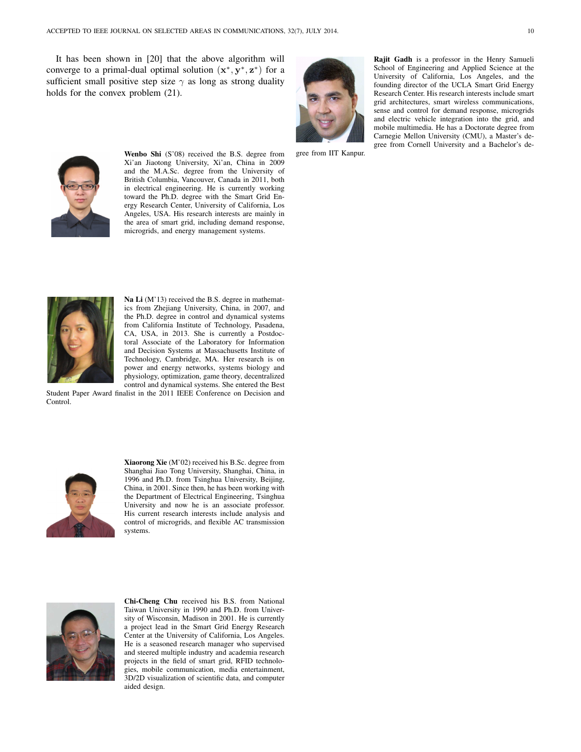It has been shown in [20] that the above algorithm will converge to a primal-dual optimal solution $(\mathbf{x}^*, \mathbf{y}^*, \mathbf{z}^*)$ for a sufficient small positive step size $\gamma$ as long as strong duality holds for the convex problem (21).

**Wenbo Shi** (S'08) received the B.S. degree from Xi'an Jiaotong University, Xi'an, China in 2009 and the M.A.Sc. degree from the University of British Columbia, Vancouver, Canada in 2011, both in electrical engineering. He is currently working toward the Ph.D. degree with the Smart Grid Energy Research Center, University of California, Los Angeles, USA. His research interests are mainly in the area of smart grid, including demand response, microgrids, and energy management systems.

**Na Li** (M'13) received the B.S. degree in mathematics from Zhejiang University, China, in 2007, and the Ph.D. degree in control and dynamical systems from California Institute of Technology, Pasadena, CA, USA, in 2013. She is currently a Postdoctoral Associate of the Laboratory for Information and Decision Systems at Massachusetts Institute of Technology, Cambridge, MA. Her research is on power and energy networks, systems biology and physiology, optimization, game theory, decentralized control and dynamical systems. She entered the Best Student Paper Award finalist in the 2011 IEEE Conference on Decision and Control.

**Xiaorong Xie** (M'02) received his B.Sc. degree from Shanghai Jiao Tong University, Shanghai, China, in 1996 and Ph.D. from Tsinghua University, Beijing, China, in 2001. Since then, he has been working with the Department of Electrical Engineering, Tsinghua University and now he is an associate professor. His current research interests include analysis and control of microgrids, and flexible AC transmission systems.

**Chi-Cheng Chu** received his B.S. from National Taiwan University in 1990 and Ph.D. from University of Wisconsin, Madison in 2001. He is currently a project lead in the Smart Grid Energy Research Center at the University of California, Los Angeles. He is a seasoned research manager who supervised and steered multiple industry and academia research projects in the field of smart grid, RFID technologies, mobile communication, media entertainment, 3D/2D visualization of scientific data, and computer aided design.

**Rajit Gadh** is a professor in the Henry Samueli School of Engineering and Applied Science at the University of California, Los Angeles, and the founding director of the UCLA Smart Grid Energy Research Center. His research interests include smart grid architectures, smart wireless communications, sense and control for demand response, microgrids and electric vehicle integration into the grid, and mobile multimedia. He has a Doctorate degree from Carnegie Mellon University (CMU), a Master's degree from Cornell University and a Bachelor's degree from IIT Kanpur.